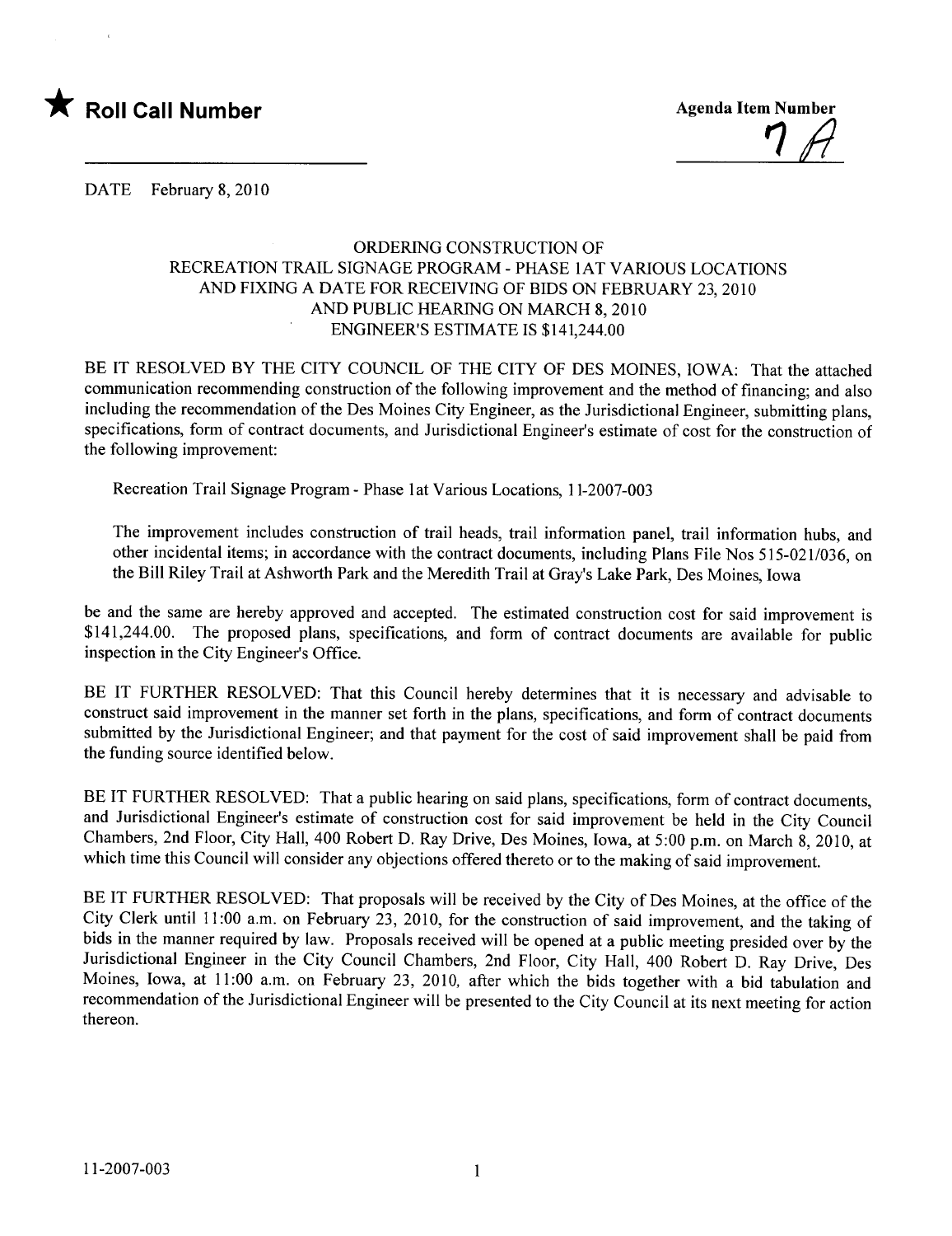★ **Roll Call Number**

**Agenda Item Number**

7A

DATE February 8, 2010

ORDERING CONSTRUCTION OF
RECREATION TRAIL SIGNAGE PROGRAM - PHASE 1AT VARIOUS LOCATIONS
AND FIXING A DATE FOR RECEIVING OF BIDS ON FEBRUARY 23, 2010
AND PUBLIC HEARING ON MARCH 8, 2010
ENGINEER'S ESTIMATE IS $141,244.00

BE IT RESOLVED BY THE CITY COUNCIL OF THE CITY OF DES MOINES, IOWA: That the attached communication recommending construction of the following improvement and the method of financing; and also including the recommendation of the Des Moines City Engineer, as the Jurisdictional Engineer, submitting plans, specifications, form of contract documents, and Jurisdictional Engineer's estimate of cost for the construction of the following improvement:

Recreation Trail Signage Program - Phase 1at Various Locations, 11-2007-003

The improvement includes construction of trail heads, trail information panel, trail information hubs, and other incidental items; in accordance with the contract documents, including Plans File Nos 515-021/036, on the Bill Riley Trail at Ashworth Park and the Meredith Trail at Gray's Lake Park, Des Moines, Iowa

be and the same are hereby approved and accepted. The estimated construction cost for said improvement is $141,244.00. The proposed plans, specifications, and form of contract documents are available for public inspection in the City Engineer's Office.

BE IT FURTHER RESOLVED: That this Council hereby determines that it is necessary and advisable to construct said improvement in the manner set forth in the plans, specifications, and form of contract documents submitted by the Jurisdictional Engineer; and that payment for the cost of said improvement shall be paid from the funding source identified below.

BE IT FURTHER RESOLVED: That a public hearing on said plans, specifications, form of contract documents, and Jurisdictional Engineer's estimate of construction cost for said improvement be held in the City Council Chambers, 2nd Floor, City Hall, 400 Robert D. Ray Drive, Des Moines, Iowa, at 5:00 p.m. on March 8, 2010, at which time this Council will consider any objections offered thereto or to the making of said improvement.

BE IT FURTHER RESOLVED: That proposals will be received by the City of Des Moines, at the office of the City Clerk until 11:00 a.m. on February 23, 2010, for the construction of said improvement, and the taking of bids in the manner required by law. Proposals received will be opened at a public meeting presided over by the Jurisdictional Engineer in the City Council Chambers, 2nd Floor, City Hall, 400 Robert D. Ray Drive, Des Moines, Iowa, at 11:00 a.m. on February 23, 2010, after which the bids together with a bid tabulation and recommendation of the Jurisdictional Engineer will be presented to the City Council at its next meeting for action thereon.

11-2007-003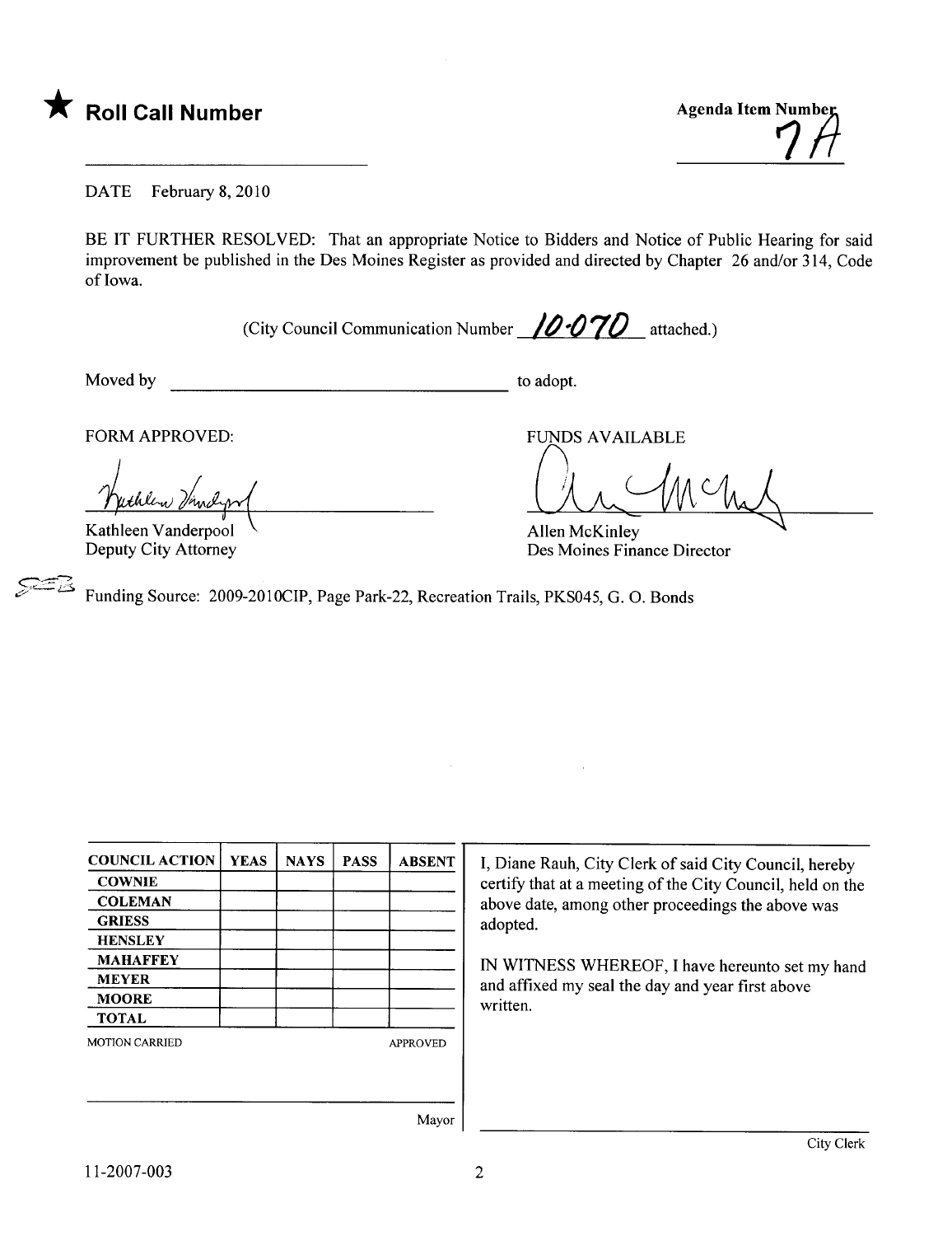★ **Roll Call Number**

**Agenda Item Number**
7A

DATE February 8, 2010

BE IT FURTHER RESOLVED: That an appropriate Notice to Bidders and Notice of Public Hearing for said improvement be published in the Des Moines Register as provided and directed by Chapter 26 and/or 314, Code of Iowa.

(City Council Communication Number 10-070 attached.)

Moved by ______________________________ to adopt.

FORM APPROVED:

Kathleen Vanderpool
Deputy City Attorney

FUNDS AVAILABLE

Allen McKinley
Des Moines Finance Director

Funding Source: 2009-2010CIP, Page Park-22, Recreation Trails, PKS045, G. O. Bonds

| COUNCIL ACTION | YEAS | NAYS | PASS | ABSENT |
|---|---|---|---|---|
| COWNIE | | | | |
| COLEMAN | | | | |
| GRIESS | | | | |
| HENSLEY | | | | |
| MAHAFFEY | | | | |
| MEYER | | | | |
| MOORE | | | | |
| TOTAL | | | | |

MOTION CARRIED APPROVED

______________________________ Mayor

I, Diane Rauh, City Clerk of said City Council, hereby certify that at a meeting of the City Council, held on the above date, among other proceedings the above was adopted.

IN WITNESS WHEREOF, I have hereunto set my hand and affixed my seal the day and year first above written.

______________________________ City Clerk

11-2007-003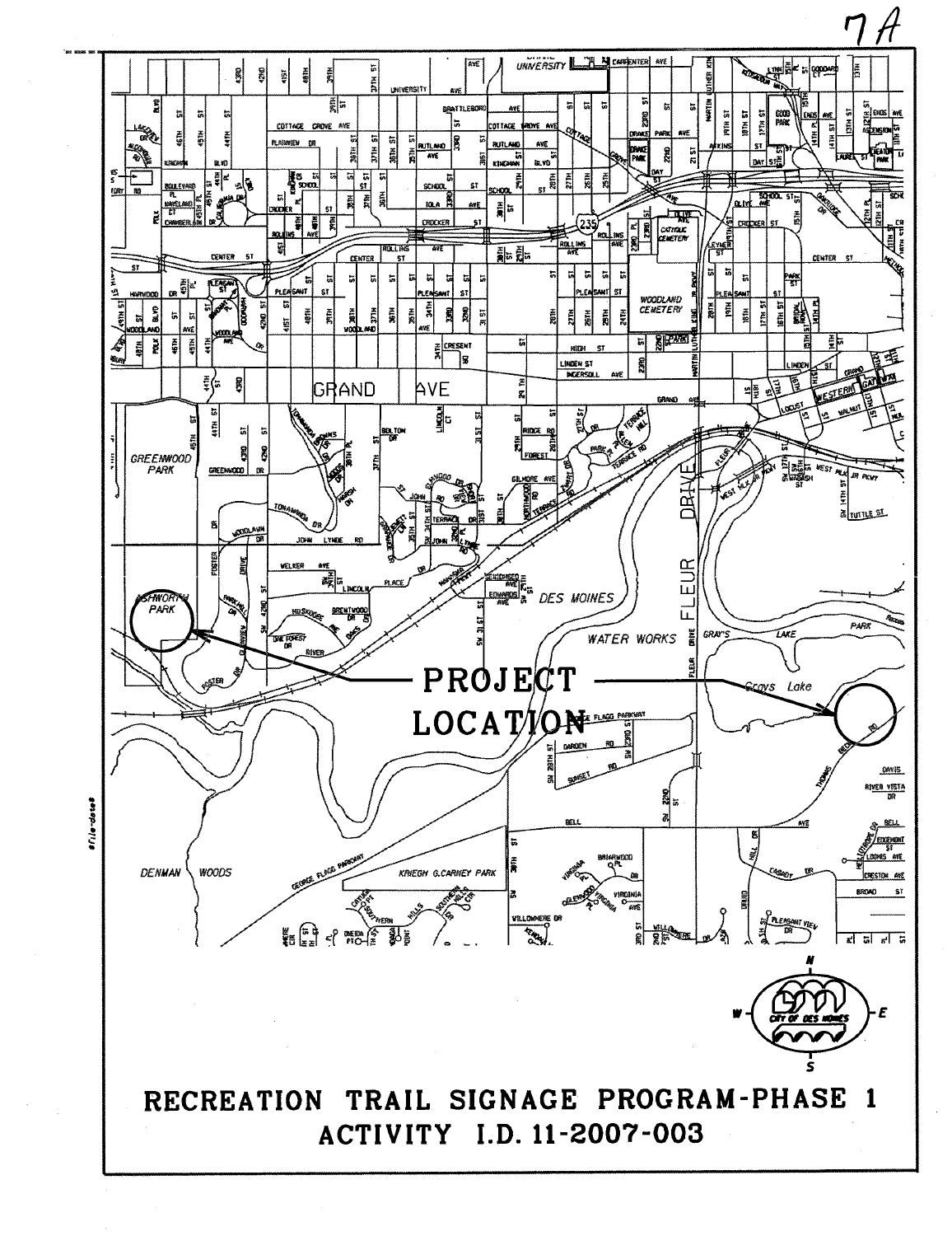7A

PROJECT LOCATION

# RECREATION TRAIL SIGNAGE PROGRAM-PHASE 1

## ACTIVITY I.D. 11-2007-003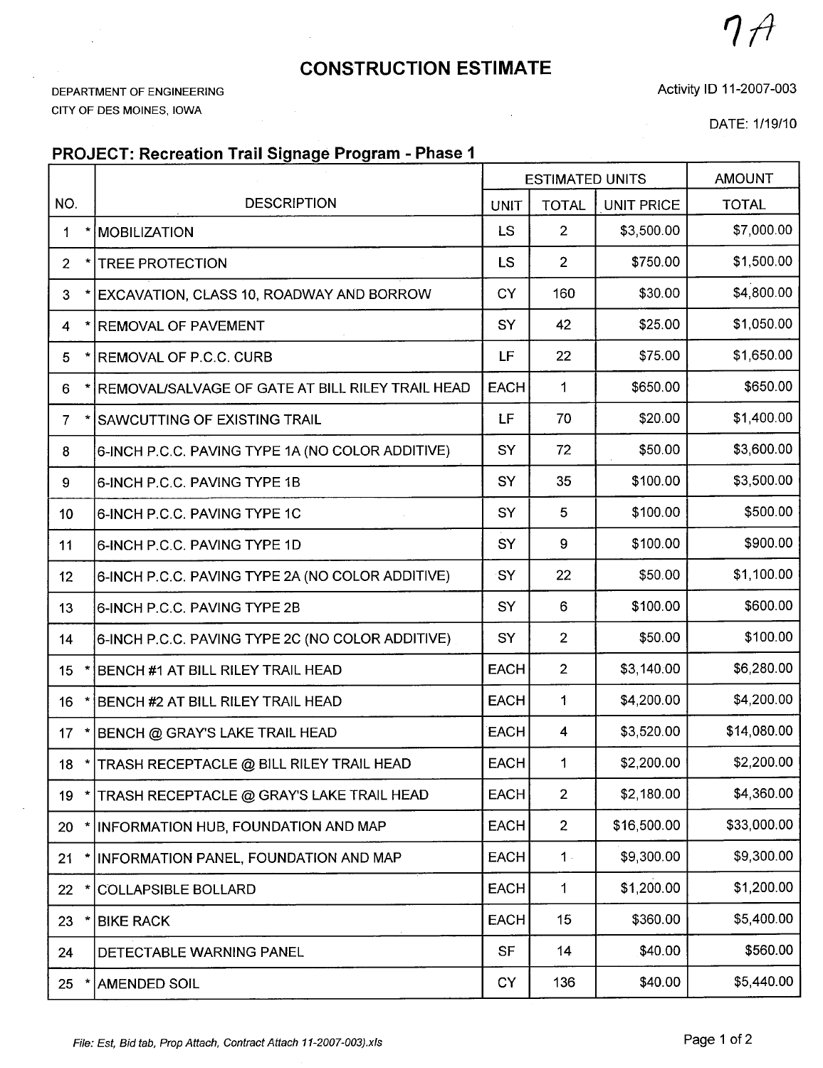7A

# CONSTRUCTION ESTIMATE

DEPARTMENT OF ENGINEERING
CITY OF DES MOINES, IOWA

Activity ID 11-2007-003

DATE: 1/19/10

## PROJECT: Recreation Trail Signage Program - Phase 1

| NO. | DESCRIPTION | ESTIMATED UNITS | | | AMOUNT |
|---|---|---|---|---|---|
| | | UNIT | TOTAL | UNIT PRICE | TOTAL |
| 1 * | MOBILIZATION | LS | 2 | $3,500.00 | $7,000.00 |
| 2 * | TREE PROTECTION | LS | 2 | $750.00 | $1,500.00 |
| 3 * | EXCAVATION, CLASS 10, ROADWAY AND BORROW | CY | 160 | $30.00 | $4,800.00 |
| 4 * | REMOVAL OF PAVEMENT | SY | 42 | $25.00 | $1,050.00 |
| 5 * | REMOVAL OF P.C.C. CURB | LF | 22 | $75.00 | $1,650.00 |
| 6 * | REMOVAL/SALVAGE OF GATE AT BILL RILEY TRAIL HEAD | EACH | 1 | $650.00 | $650.00 |
| 7 * | SAWCUTTING OF EXISTING TRAIL | LF | 70 | $20.00 | $1,400.00 |
| 8 | 6-INCH P.C.C. PAVING TYPE 1A (NO COLOR ADDITIVE) | SY | 72 | $50.00 | $3,600.00 |
| 9 | 6-INCH P.C.C. PAVING TYPE 1B | SY | 35 | $100.00 | $3,500.00 |
| 10 | 6-INCH P.C.C. PAVING TYPE 1C | SY | 5 | $100.00 | $500.00 |
| 11 | 6-INCH P.C.C. PAVING TYPE 1D | SY | 9 | $100.00 | $900.00 |
| 12 | 6-INCH P.C.C. PAVING TYPE 2A (NO COLOR ADDITIVE) | SY | 22 | $50.00 | $1,100.00 |
| 13 | 6-INCH P.C.C. PAVING TYPE 2B | SY | 6 | $100.00 | $600.00 |
| 14 | 6-INCH P.C.C. PAVING TYPE 2C (NO COLOR ADDITIVE) | SY | 2 | $50.00 | $100.00 |
| 15 * | BENCH #1 AT BILL RILEY TRAIL HEAD | EACH | 2 | $3,140.00 | $6,280.00 |
| 16 * | BENCH #2 AT BILL RILEY TRAIL HEAD | EACH | 1 | $4,200.00 | $4,200.00 |
| 17 * | BENCH @ GRAY'S LAKE TRAIL HEAD | EACH | 4 | $3,520.00 | $14,080.00 |
| 18 * | TRASH RECEPTACLE @ BILL RILEY TRAIL HEAD | EACH | 1 | $2,200.00 | $2,200.00 |
| 19 * | TRASH RECEPTACLE @ GRAY'S LAKE TRAIL HEAD | EACH | 2 | $2,180.00 | $4,360.00 |
| 20 * | INFORMATION HUB, FOUNDATION AND MAP | EACH | 2 | $16,500.00 | $33,000.00 |
| 21 * | INFORMATION PANEL, FOUNDATION AND MAP | EACH | 1 | $9,300.00 | $9,300.00 |
| 22 * | COLLAPSIBLE BOLLARD | EACH | 1 | $1,200.00 | $1,200.00 |
| 23 * | BIKE RACK | EACH | 15 | $360.00 | $5,400.00 |
| 24 | DETECTABLE WARNING PANEL | SF | 14 | $40.00 | $560.00 |
| 25 * | AMENDED SOIL | CY | 136 | $40.00 | $5,440.00 |

*File: Est, Bid tab, Prop Attach, Contract Attach 11-2007-003).xls*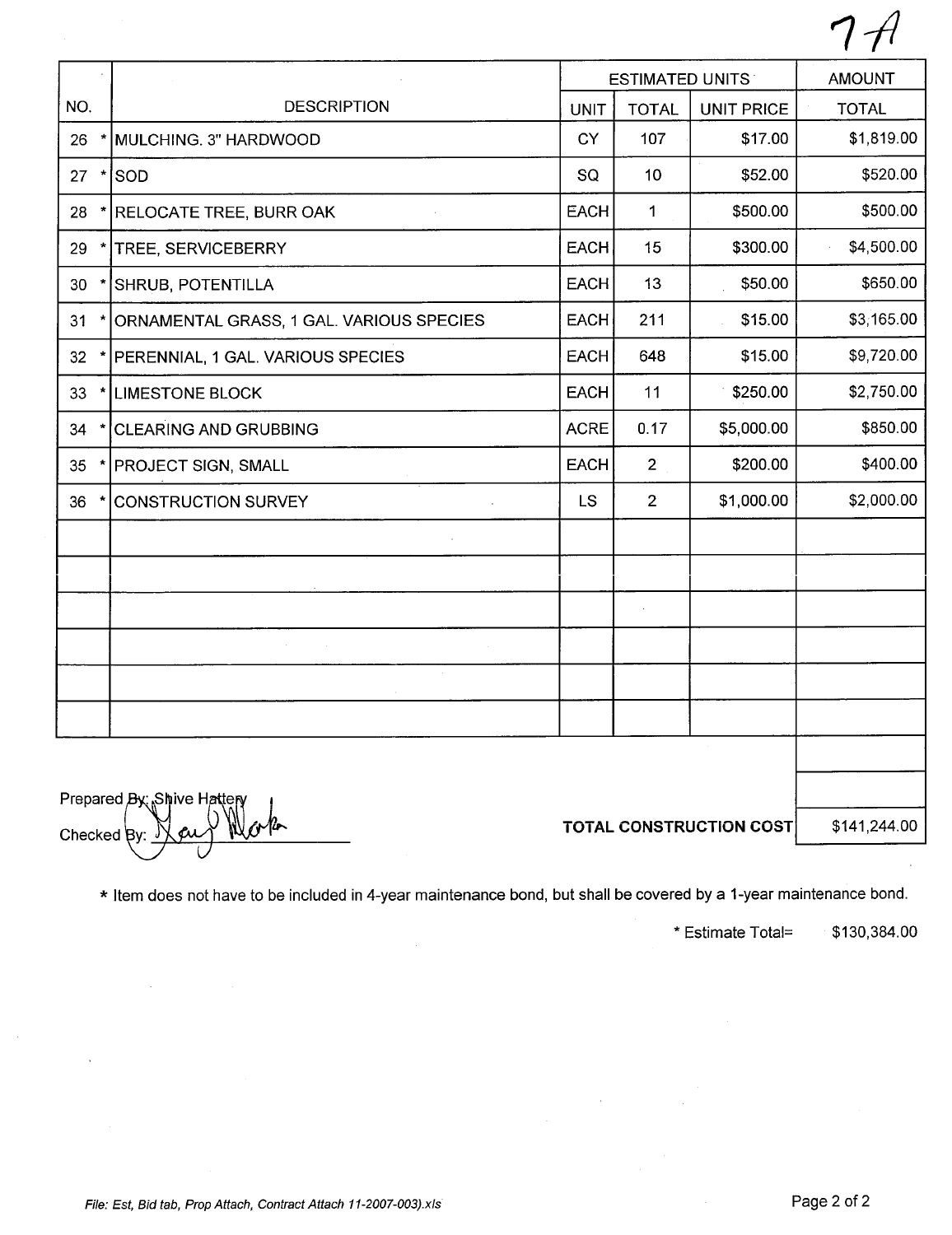7A

| NO. | DESCRIPTION | ESTIMATED UNITS | | | AMOUNT |
|---|---|---|---|---|---|
| | | UNIT | TOTAL | UNIT PRICE | TOTAL |
| 26 * | MULCHING. 3" HARDWOOD | CY | 107 | $17.00 | $1,819.00 |
| 27 * | SOD | SQ | 10 | $52.00 | $520.00 |
| 28 * | RELOCATE TREE, BURR OAK | EACH | 1 | $500.00 | $500.00 |
| 29 * | TREE, SERVICEBERRY | EACH | 15 | $300.00 | $4,500.00 |
| 30 * | SHRUB, POTENTILLA | EACH | 13 | $50.00 | $650.00 |
| 31 * | ORNAMENTAL GRASS, 1 GAL. VARIOUS SPECIES | EACH | 211 | $15.00 | $3,165.00 |
| 32 * | PERENNIAL, 1 GAL. VARIOUS SPECIES | EACH | 648 | $15.00 | $9,720.00 |
| 33 * | LIMESTONE BLOCK | EACH | 11 | $250.00 | $2,750.00 |
| 34 * | CLEARING AND GRUBBING | ACRE | 0.17 | $5,000.00 | $850.00 |
| 35 * | PROJECT SIGN, SMALL | EACH | 2 | $200.00 | $400.00 |
| 36 * | CONSTRUCTION SURVEY | LS | 2 | $1,000.00 | $2,000.00 |
| | | | | | |
| | | | | | |
| | | | | | |
| | | | | | |
| | | | | | |
| | | | | | |
| | | | | **TOTAL CONSTRUCTION COST** | $141,244.00 |

Prepared By: Shive Hattery

Checked By: [signature]

\* Item does not have to be included in 4-year maintenance bond, but shall be covered by a 1-year maintenance bond.

\* Estimate Total= $130,384.00

File: Est, Bid tab, Prop Attach, Contract Attach 11-2007-003).xls